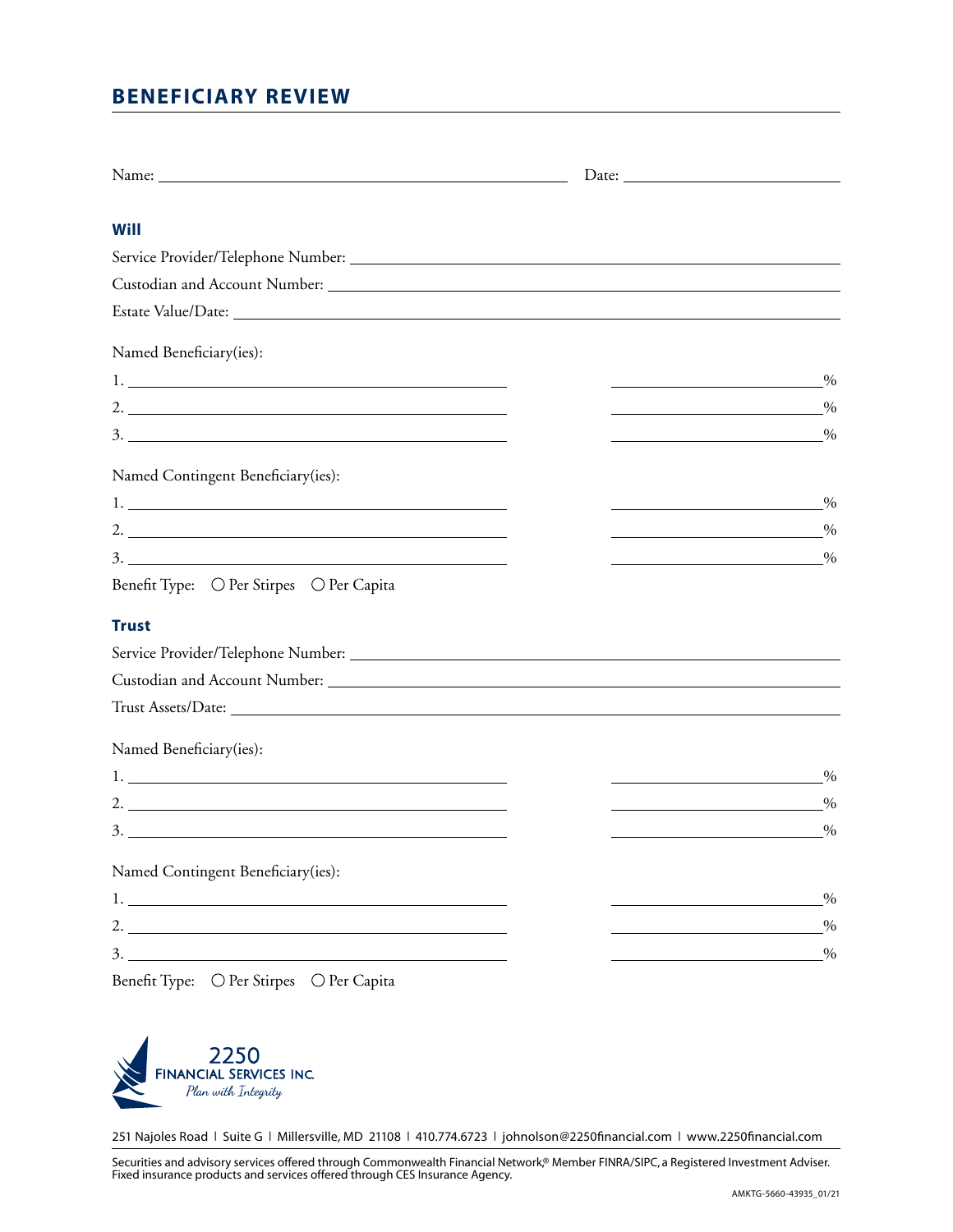# BENEFICIARY REVIEW

Name: ______________________________ Date: ______________

## Will

Service Provider/Telephone Number: ______________________________

Custodian and Account Number: ______________________________

Estate Value/Date: ______________________________

Named Beneficiary(ies):

1. ______________________________ ______________%
2. ______________________________ ______________%
3. ______________________________ ______________%

Named Contingent Beneficiary(ies):

1. ______________________________ ______________%
2. ______________________________ ______________%
3. ______________________________ ______________%

Benefit Type: ○ Per Stirpes ○ Per Capita

## Trust

Service Provider/Telephone Number: ______________________________

Custodian and Account Number: ______________________________

Trust Assets/Date: ______________________________

Named Beneficiary(ies):

1. ______________________________ ______________%
2. ______________________________ ______________%
3. ______________________________ ______________%

Named Contingent Beneficiary(ies):

1. ______________________________ ______________%
2. ______________________________ ______________%
3. ______________________________ ______________%

Benefit Type: ○ Per Stirpes ○ Per Capita

2250 FINANCIAL SERVICES INC. *Plan with Integrity*

251 Najoles Road | Suite G | Millersville, MD 21108 | 410.774.6723 | johnolson@2250financial.com | www.2250financial.com

Securities and advisory services offered through Commonwealth Financial Network,® Member FINRA/SIPC, a Registered Investment Adviser. Fixed insurance products and services offered through CES Insurance Agency.

AMKTG-5660-43935_01/21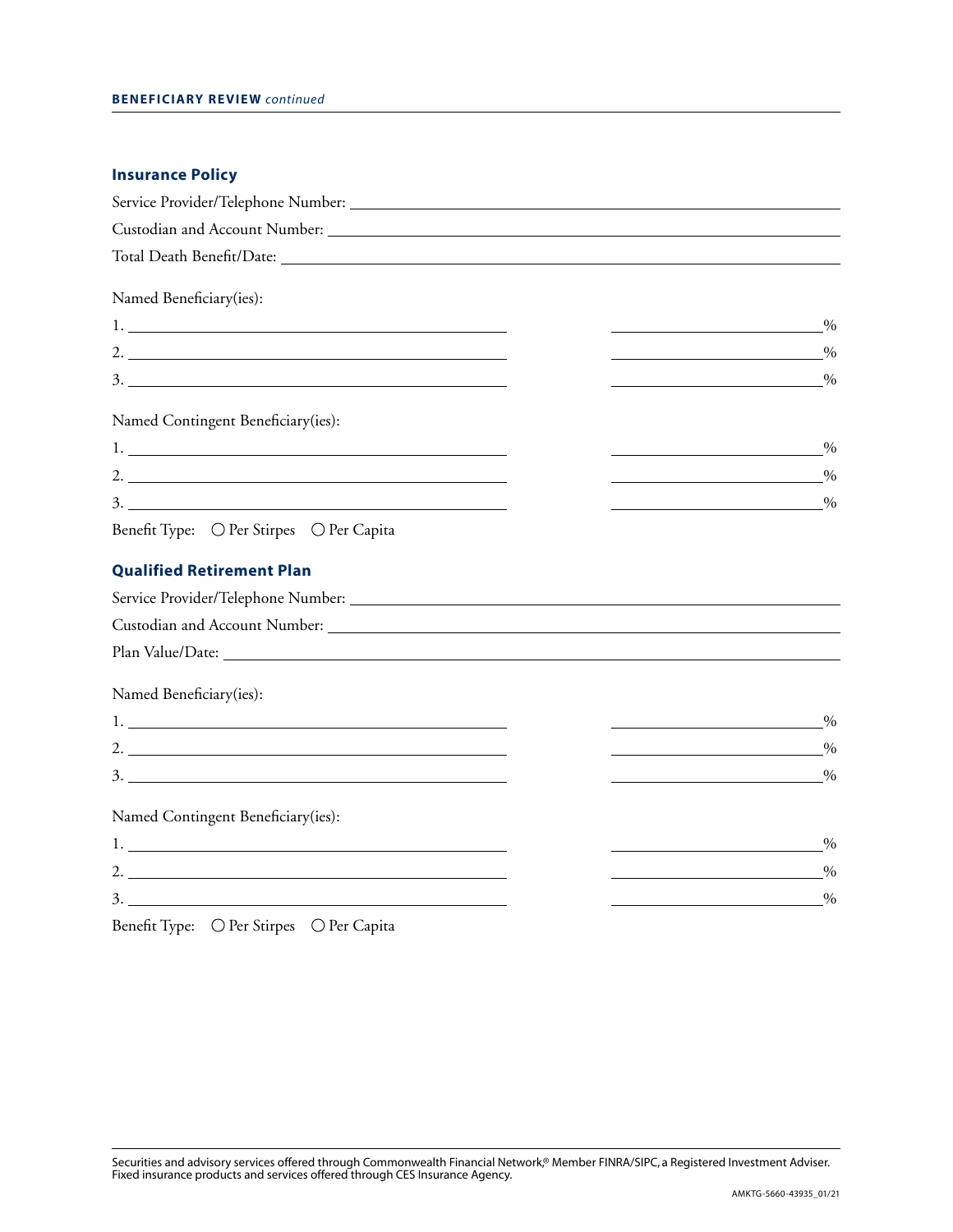## Insurance Policy

Service Provider/Telephone Number: ____________________

Custodian and Account Number: ____________________

Total Death Benefit/Date: ____________________

Named Beneficiary(ies):

1. ____________________ ________%
2. ____________________ ________%
3. ____________________ ________%

Named Contingent Beneficiary(ies):

1. ____________________ ________%
2. ____________________ ________%
3. ____________________ ________%

Benefit Type: ○ Per Stirpes ○ Per Capita

## Qualified Retirement Plan

Service Provider/Telephone Number: ____________________

Custodian and Account Number: ____________________

Plan Value/Date: ____________________

Named Beneficiary(ies):

1. ____________________ ________%
2. ____________________ ________%
3. ____________________ ________%

Named Contingent Beneficiary(ies):

1. ____________________ ________%
2. ____________________ ________%
3. ____________________ ________%

Benefit Type: ○ Per Stirpes ○ Per Capita

Securities and advisory services offered through Commonwealth Financial Network,® Member FINRA/SIPC, a Registered Investment Adviser. Fixed insurance products and services offered through CES Insurance Agency.

AMKTG-5660-43935_01/21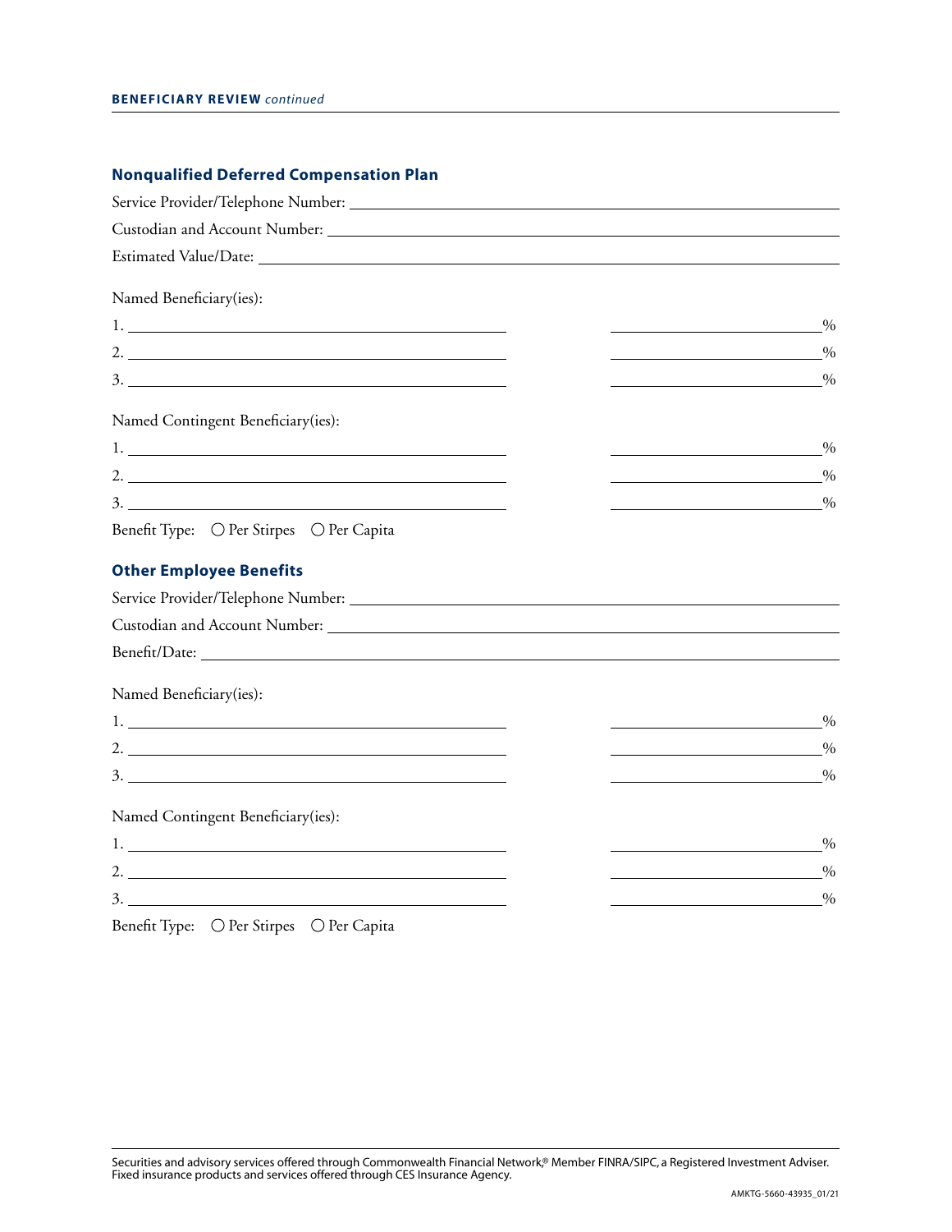## Nonqualified Deferred Compensation Plan

Service Provider/Telephone Number: ____________________

Custodian and Account Number: ____________________

Estimated Value/Date: ____________________

Named Beneficiary(ies):

1. ____________________ ______%
2. ____________________ ______%
3. ____________________ ______%

Named Contingent Beneficiary(ies):

1. ____________________ ______%
2. ____________________ ______%
3. ____________________ ______%

Benefit Type: ○ Per Stirpes ○ Per Capita

## Other Employee Benefits

Service Provider/Telephone Number: ____________________

Custodian and Account Number: ____________________

Benefit/Date: ____________________

Named Beneficiary(ies):

1. ____________________ ______%
2. ____________________ ______%
3. ____________________ ______%

Named Contingent Beneficiary(ies):

1. ____________________ ______%
2. ____________________ ______%
3. ____________________ ______%

Benefit Type: ○ Per Stirpes ○ Per Capita

Securities and advisory services offered through Commonwealth Financial Network,® Member FINRA/SIPC, a Registered Investment Adviser. Fixed insurance products and services offered through CES Insurance Agency.

AMKTG-5660-43935_01/21